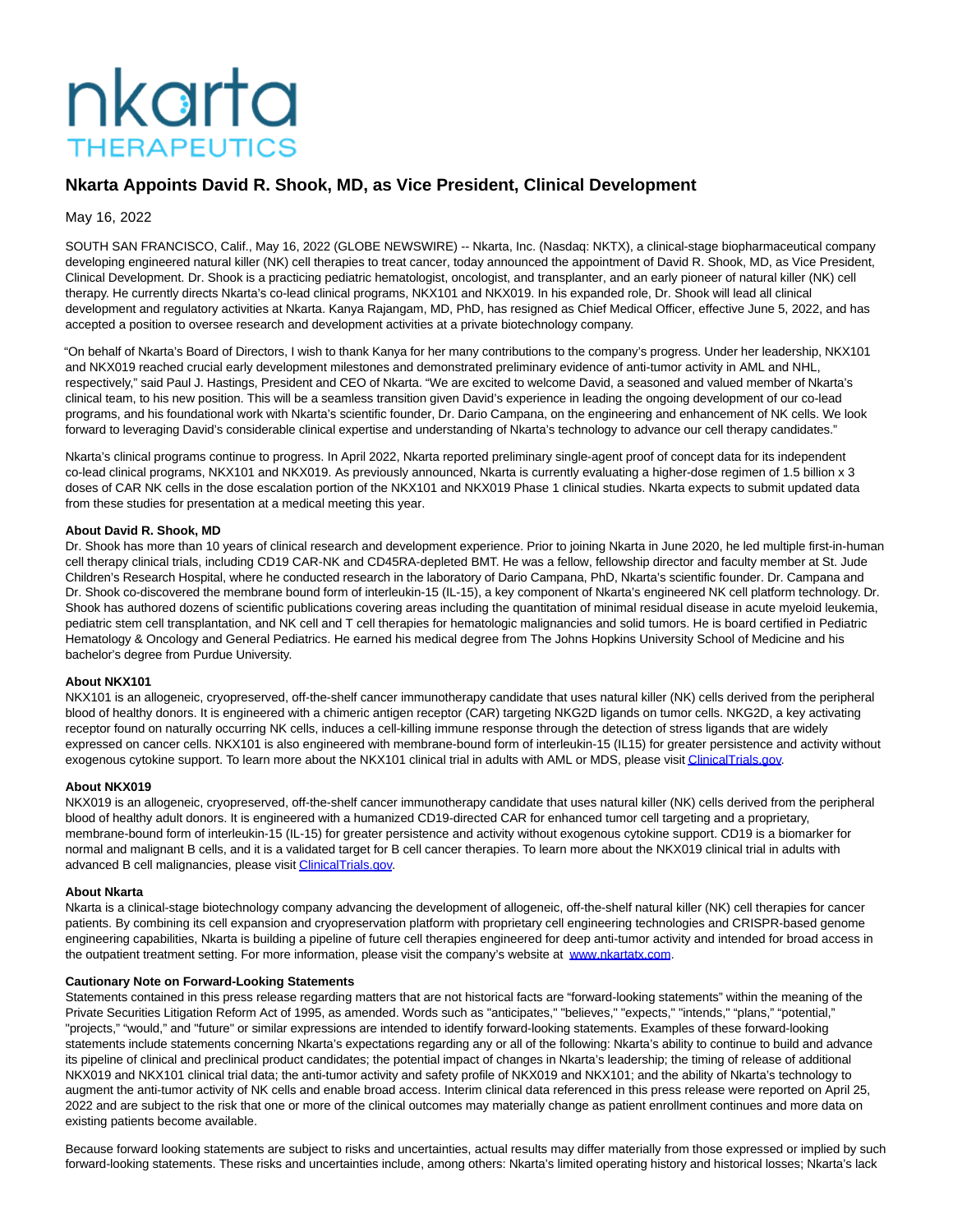# Nkarta Appoints David R. Shook, MD, as Vice President, Clinical Development

May 16, 2022

SOUTH SAN FRANCISCO, Calif., May 16, 2022 (GLOBE NEWSWIRE) -- Nkarta, Inc. (Nasdaq: NKTX), a clinical-stage biopharmaceutical company developing engineered natural killer (NK) cell therapies to treat cancer, today announced the appointment of David R. Shook, MD, as Vice President, Clinical Development. Dr. Shook is a practicing pediatric hematologist, oncologist, and transplanter, and an early pioneer of natural killer (NK) cell therapy. He currently directs Nkarta's co-lead clinical programs, NKX101 and NKX019. In his expanded role, Dr. Shook will lead all clinical development and regulatory activities at Nkarta. Kanya Rajangam, MD, PhD, has resigned as Chief Medical Officer, effective June 5, 2022, and has accepted a position to oversee research and development activities at a private biotechnology company.

"On behalf of Nkarta's Board of Directors, I wish to thank Kanya for her many contributions to the company's progress. Under her leadership, NKX101 and NKX019 reached crucial early development milestones and demonstrated preliminary evidence of anti-tumor activity in AML and NHL, respectively," said Paul J. Hastings, President and CEO of Nkarta. "We are excited to welcome David, a seasoned and valued member of Nkarta's clinical team, to his new position. This will be a seamless transition given David's experience in leading the ongoing development of our co-lead programs, and his foundational work with Nkarta's scientific founder, Dr. Dario Campana, on the engineering and enhancement of NK cells. We look forward to leveraging David's considerable clinical expertise and understanding of Nkarta's technology to advance our cell therapy candidates."

Nkarta's clinical programs continue to progress. In April 2022, Nkarta reported preliminary single-agent proof of concept data for its independent co-lead clinical programs, NKX101 and NKX019. As previously announced, Nkarta is currently evaluating a higher-dose regimen of 1.5 billion x 3 doses of CAR NK cells in the dose escalation portion of the NKX101 and NKX019 Phase 1 clinical studies. Nkarta expects to submit updated data from these studies for presentation at a medical meeting this year.

**About David R. Shook, MD**

Dr. Shook has more than 10 years of clinical research and development experience. Prior to joining Nkarta in June 2020, he led multiple first-in-human cell therapy clinical trials, including CD19 CAR-NK and CD45RA-depleted BMT. He was a fellow, fellowship director and faculty member at St. Jude Children's Research Hospital, where he conducted research in the laboratory of Dario Campana, PhD, Nkarta's scientific founder. Dr. Campana and Dr. Shook co-discovered the membrane bound form of interleukin-15 (IL-15), a key component of Nkarta's engineered NK cell platform technology. Dr. Shook has authored dozens of scientific publications covering areas including the quantitation of minimal residual disease in acute myeloid leukemia, pediatric stem cell transplantation, and NK cell and T cell therapies for hematologic malignancies and solid tumors. He is board certified in Pediatric Hematology & Oncology and General Pediatrics. He earned his medical degree from The Johns Hopkins University School of Medicine and his bachelor's degree from Purdue University.

**About NKX101**

NKX101 is an allogeneic, cryopreserved, off-the-shelf cancer immunotherapy candidate that uses natural killer (NK) cells derived from the peripheral blood of healthy donors. It is engineered with a chimeric antigen receptor (CAR) targeting NKG2D ligands on tumor cells. NKG2D, a key activating receptor found on naturally occurring NK cells, induces a cell-killing immune response through the detection of stress ligands that are widely expressed on cancer cells. NKX101 is also engineered with membrane-bound form of interleukin-15 (IL15) for greater persistence and activity without exogenous cytokine support. To learn more about the NKX101 clinical trial in adults with AML or MDS, please visit ClinicalTrials.gov.

**About NKX019**

NKX019 is an allogeneic, cryopreserved, off-the-shelf cancer immunotherapy candidate that uses natural killer (NK) cells derived from the peripheral blood of healthy adult donors. It is engineered with a humanized CD19-directed CAR for enhanced tumor cell targeting and a proprietary, membrane-bound form of interleukin-15 (IL-15) for greater persistence and activity without exogenous cytokine support. CD19 is a biomarker for normal and malignant B cells, and it is a validated target for B cell cancer therapies. To learn more about the NKX019 clinical trial in adults with advanced B cell malignancies, please visit ClinicalTrials.gov.

**About Nkarta**

Nkarta is a clinical-stage biotechnology company advancing the development of allogeneic, off-the-shelf natural killer (NK) cell therapies for cancer patients. By combining its cell expansion and cryopreservation platform with proprietary cell engineering technologies and CRISPR-based genome engineering capabilities, Nkarta is building a pipeline of future cell therapies engineered for deep anti-tumor activity and intended for broad access in the outpatient treatment setting. For more information, please visit the company's website at www.nkartatx.com.

**Cautionary Note on Forward-Looking Statements**

Statements contained in this press release regarding matters that are not historical facts are "forward-looking statements" within the meaning of the Private Securities Litigation Reform Act of 1995, as amended. Words such as "anticipates," "believes," "expects," "intends," "plans," "potential," "projects," "would," and "future" or similar expressions are intended to identify forward-looking statements. Examples of these forward-looking statements include statements concerning Nkarta's expectations regarding any or all of the following: Nkarta's ability to continue to build and advance its pipeline of clinical and preclinical product candidates; the potential impact of changes in Nkarta's leadership; the timing of release of additional NKX019 and NKX101 clinical trial data; the anti-tumor activity and safety profile of NKX019 and NKX101; and the ability of Nkarta's technology to augment the anti-tumor activity of NK cells and enable broad access. Interim clinical data referenced in this press release were reported on April 25, 2022 and are subject to the risk that one or more of the clinical outcomes may materially change as patient enrollment continues and more data on existing patients become available.

Because forward looking statements are subject to risks and uncertainties, actual results may differ materially from those expressed or implied by such forward-looking statements. These risks and uncertainties include, among others: Nkarta's limited operating history and historical losses; Nkarta's lack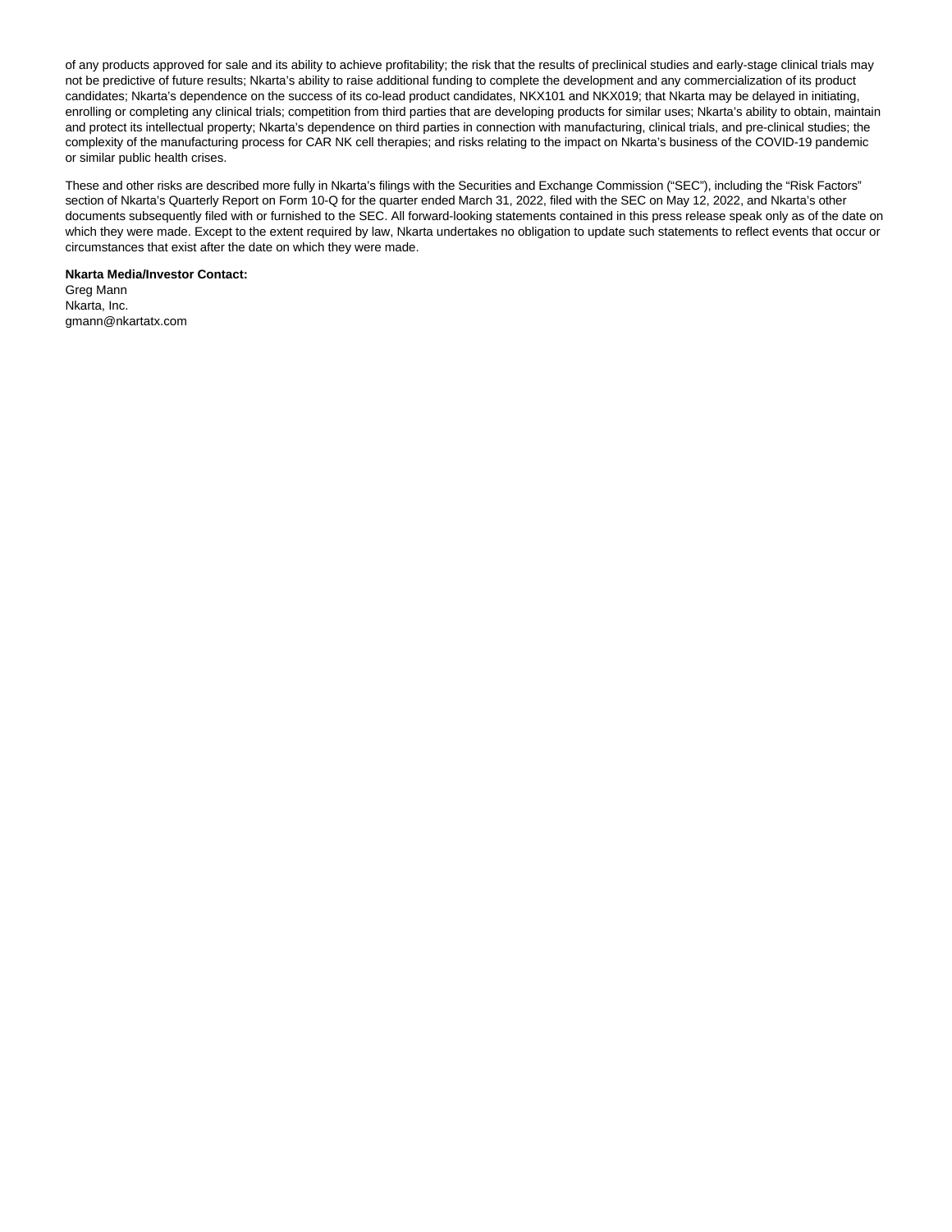of any products approved for sale and its ability to achieve profitability; the risk that the results of preclinical studies and early-stage clinical trials may not be predictive of future results; Nkarta's ability to raise additional funding to complete the development and any commercialization of its product candidates; Nkarta's dependence on the success of its co-lead product candidates, NKX101 and NKX019; that Nkarta may be delayed in initiating, enrolling or completing any clinical trials; competition from third parties that are developing products for similar uses; Nkarta's ability to obtain, maintain and protect its intellectual property; Nkarta's dependence on third parties in connection with manufacturing, clinical trials, and pre-clinical studies; the complexity of the manufacturing process for CAR NK cell therapies; and risks relating to the impact on Nkarta's business of the COVID-19 pandemic or similar public health crises.

These and other risks are described more fully in Nkarta's filings with the Securities and Exchange Commission ("SEC"), including the "Risk Factors" section of Nkarta's Quarterly Report on Form 10-Q for the quarter ended March 31, 2022, filed with the SEC on May 12, 2022, and Nkarta's other documents subsequently filed with or furnished to the SEC. All forward-looking statements contained in this press release speak only as of the date on which they were made. Except to the extent required by law, Nkarta undertakes no obligation to update such statements to reflect events that occur or circumstances that exist after the date on which they were made.

**Nkarta Media/Investor Contact:**
Greg Mann
Nkarta, Inc.
gmann@nkartatx.com